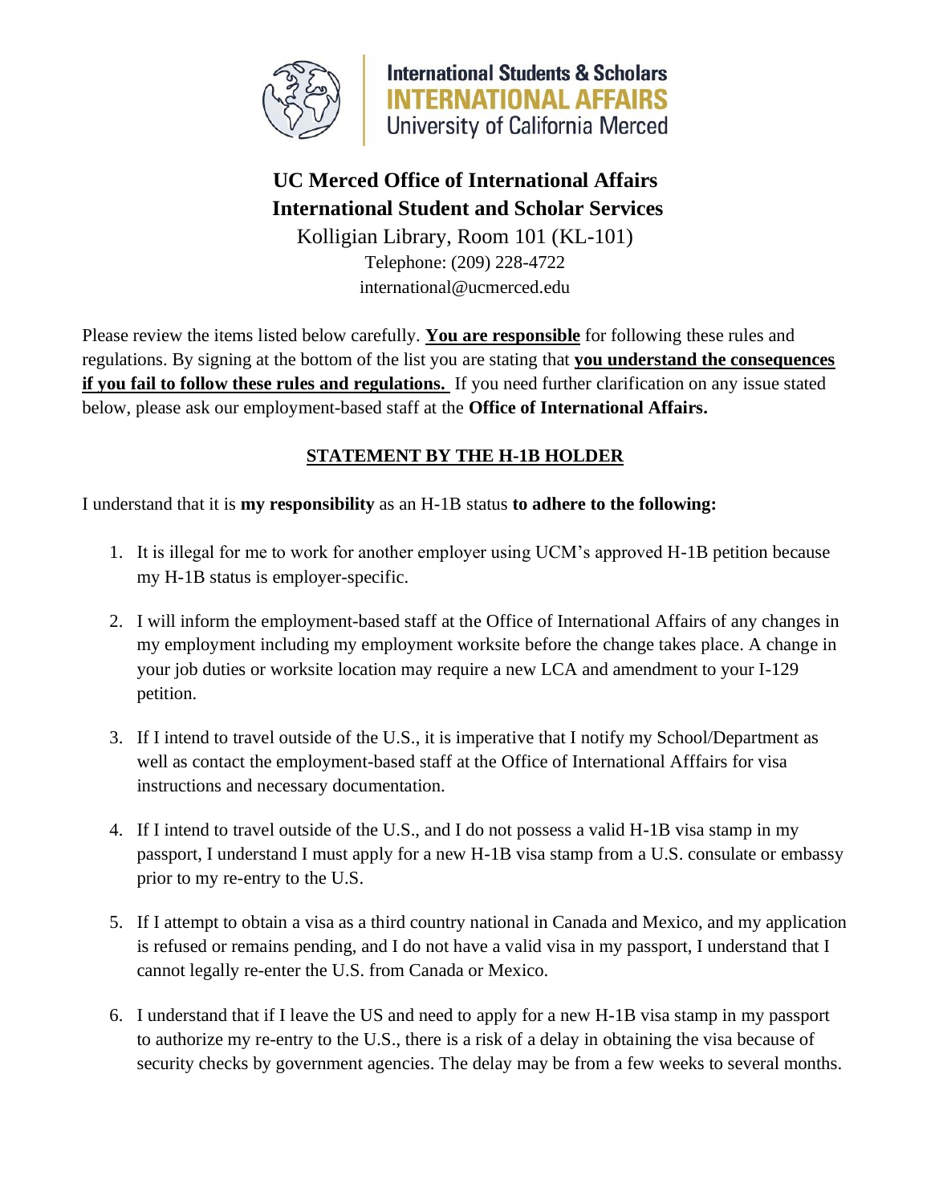International Students & Scholars
INTERNATIONAL AFFAIRS
University of California Merced

# UC Merced Office of International Affairs
# International Student and Scholar Services

Kolligian Library, Room 101 (KL-101)
Telephone: (209) 228-4722
international@ucmerced.edu

Please review the items listed below carefully. **You are responsible** for following these rules and regulations. By signing at the bottom of the list you are stating that **you understand the consequences if you fail to follow these rules and regulations.** If you need further clarification on any issue stated below, please ask our employment-based staff at the **Office of International Affairs.**

## STATEMENT BY THE H-1B HOLDER

I understand that it is **my responsibility** as an H-1B status **to adhere to the following:**

1. It is illegal for me to work for another employer using UCM's approved H-1B petition because my H-1B status is employer-specific.
2. I will inform the employment-based staff at the Office of International Affairs of any changes in my employment including my employment worksite before the change takes place. A change in your job duties or worksite location may require a new LCA and amendment to your I-129 petition.
3. If I intend to travel outside of the U.S., it is imperative that I notify my School/Department as well as contact the employment-based staff at the Office of International Afffairs for visa instructions and necessary documentation.
4. If I intend to travel outside of the U.S., and I do not possess a valid H-1B visa stamp in my passport, I understand I must apply for a new H-1B visa stamp from a U.S. consulate or embassy prior to my re-entry to the U.S.
5. If I attempt to obtain a visa as a third country national in Canada and Mexico, and my application is refused or remains pending, and I do not have a valid visa in my passport, I understand that I cannot legally re-enter the U.S. from Canada or Mexico.
6. I understand that if I leave the US and need to apply for a new H-1B visa stamp in my passport to authorize my re-entry to the U.S., there is a risk of a delay in obtaining the visa because of security checks by government agencies. The delay may be from a few weeks to several months.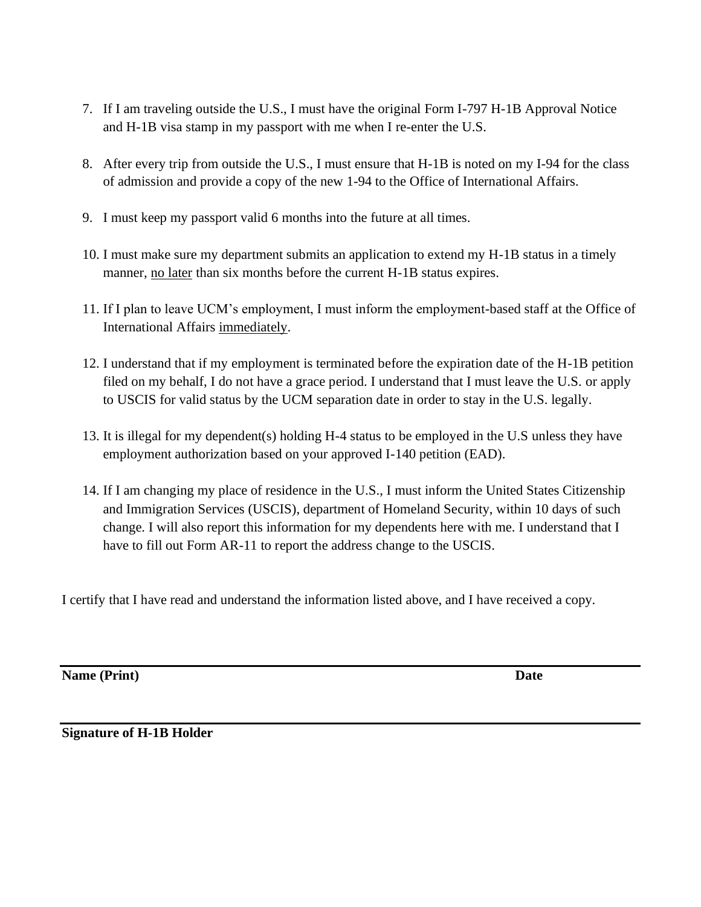7. If I am traveling outside the U.S., I must have the original Form I-797 H-1B Approval Notice and H-1B visa stamp in my passport with me when I re-enter the U.S.

8. After every trip from outside the U.S., I must ensure that H-1B is noted on my I-94 for the class of admission and provide a copy of the new 1-94 to the Office of International Affairs.

9. I must keep my passport valid 6 months into the future at all times.

10. I must make sure my department submits an application to extend my H-1B status in a timely manner, <u>no later</u> than six months before the current H-1B status expires.

11. If I plan to leave UCM's employment, I must inform the employment-based staff at the Office of International Affairs <u>immediately</u>.

12. I understand that if my employment is terminated before the expiration date of the H-1B petition filed on my behalf, I do not have a grace period. I understand that I must leave the U.S. or apply to USCIS for valid status by the UCM separation date in order to stay in the U.S. legally.

13. It is illegal for my dependent(s) holding H-4 status to be employed in the U.S unless they have employment authorization based on your approved I-140 petition (EAD).

14. If I am changing my place of residence in the U.S., I must inform the United States Citizenship and Immigration Services (USCIS), department of Homeland Security, within 10 days of such change. I will also report this information for my dependents here with me. I understand that I have to fill out Form AR-11 to report the address change to the USCIS.

I certify that I have read and understand the information listed above, and I have received a copy.

---

**Name (Print)** **Date**

---

**Signature of H-1B Holder**